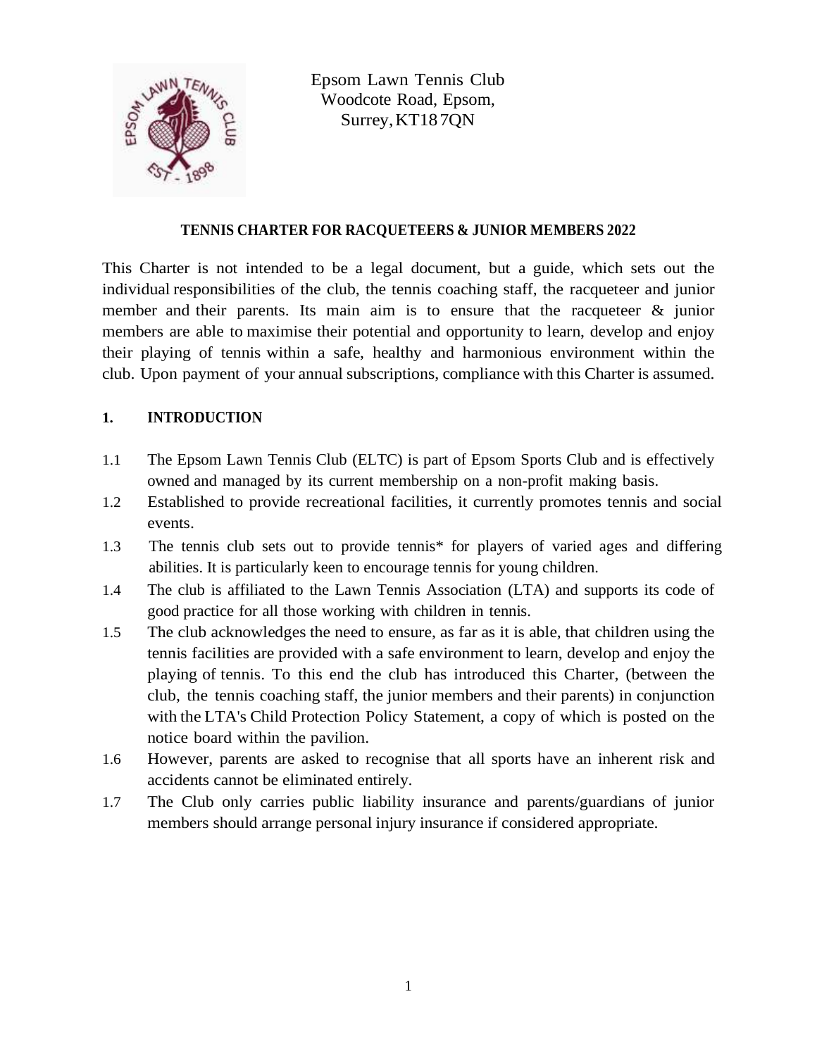Epsom Lawn Tennis Club
Woodcote Road, Epsom,
Surrey, KT18 7QN

## TENNIS CHARTER FOR RACQUETEERS & JUNIOR MEMBERS 2022

This Charter is not intended to be a legal document, but a guide, which sets out the individual responsibilities of the club, the tennis coaching staff, the racqueteer and junior member and their parents. Its main aim is to ensure that the racqueteer & junior members are able to maximise their potential and opportunity to learn, develop and enjoy their playing of tennis within a safe, healthy and harmonious environment within the club. Upon payment of your annual subscriptions, compliance with this Charter is assumed.

### 1. INTRODUCTION

1.1 The Epsom Lawn Tennis Club (ELTC) is part of Epsom Sports Club and is effectively owned and managed by its current membership on a non-profit making basis.

1.2 Established to provide recreational facilities, it currently promotes tennis and social events.

1.3 The tennis club sets out to provide tennis* for players of varied ages and differing abilities. It is particularly keen to encourage tennis for young children.

1.4 The club is affiliated to the Lawn Tennis Association (LTA) and supports its code of good practice for all those working with children in tennis.

1.5 The club acknowledges the need to ensure, as far as it is able, that children using the tennis facilities are provided with a safe environment to learn, develop and enjoy the playing of tennis. To this end the club has introduced this Charter, (between the club, the tennis coaching staff, the junior members and their parents) in conjunction with the LTA's Child Protection Policy Statement, a copy of which is posted on the notice board within the pavilion.

1.6 However, parents are asked to recognise that all sports have an inherent risk and accidents cannot be eliminated entirely.

1.7 The Club only carries public liability insurance and parents/guardians of junior members should arrange personal injury insurance if considered appropriate.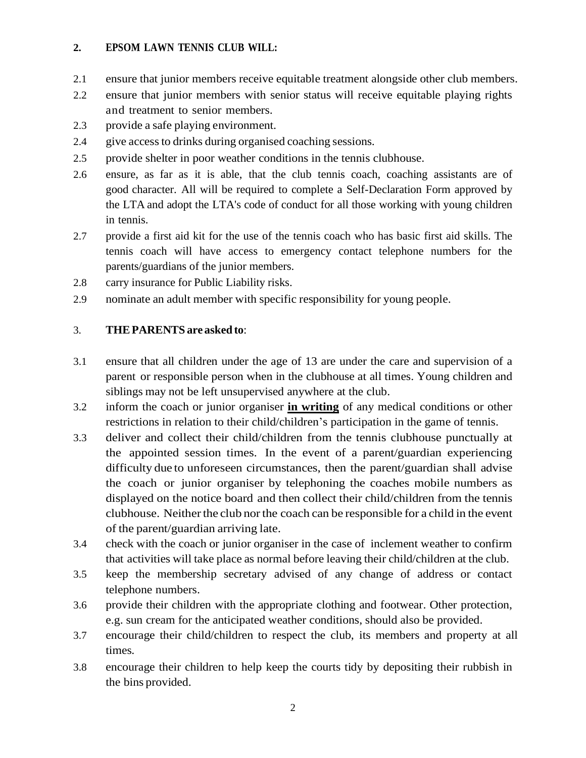## 2. EPSOM LAWN TENNIS CLUB WILL:

2.1 ensure that junior members receive equitable treatment alongside other club members.

2.2 ensure that junior members with senior status will receive equitable playing rights and treatment to senior members.

2.3 provide a safe playing environment.

2.4 give access to drinks during organised coaching sessions.

2.5 provide shelter in poor weather conditions in the tennis clubhouse.

2.6 ensure, as far as it is able, that the club tennis coach, coaching assistants are of good character. All will be required to complete a Self-Declaration Form approved by the LTA and adopt the LTA's code of conduct for all those working with young children in tennis.

2.7 provide a first aid kit for the use of the tennis coach who has basic first aid skills. The tennis coach will have access to emergency contact telephone numbers for the parents/guardians of the junior members.

2.8 carry insurance for Public Liability risks.

2.9 nominate an adult member with specific responsibility for young people.

## 3. THE PARENTS are asked to:

3.1 ensure that all children under the age of 13 are under the care and supervision of a parent or responsible person when in the clubhouse at all times. Young children and siblings may not be left unsupervised anywhere at the club.

3.2 inform the coach or junior organiser **<u>in writing</u>** of any medical conditions or other restrictions in relation to their child/children's participation in the game of tennis.

3.3 deliver and collect their child/children from the tennis clubhouse punctually at the appointed session times. In the event of a parent/guardian experiencing difficulty due to unforeseen circumstances, then the parent/guardian shall advise the coach or junior organiser by telephoning the coaches mobile numbers as displayed on the notice board and then collect their child/children from the tennis clubhouse. Neither the club nor the coach can be responsible for a child in the event of the parent/guardian arriving late.

3.4 check with the coach or junior organiser in the case of inclement weather to confirm that activities will take place as normal before leaving their child/children at the club.

3.5 keep the membership secretary advised of any change of address or contact telephone numbers.

3.6 provide their children with the appropriate clothing and footwear. Other protection, e.g. sun cream for the anticipated weather conditions, should also be provided.

3.7 encourage their child/children to respect the club, its members and property at all times.

3.8 encourage their children to help keep the courts tidy by depositing their rubbish in the bins provided.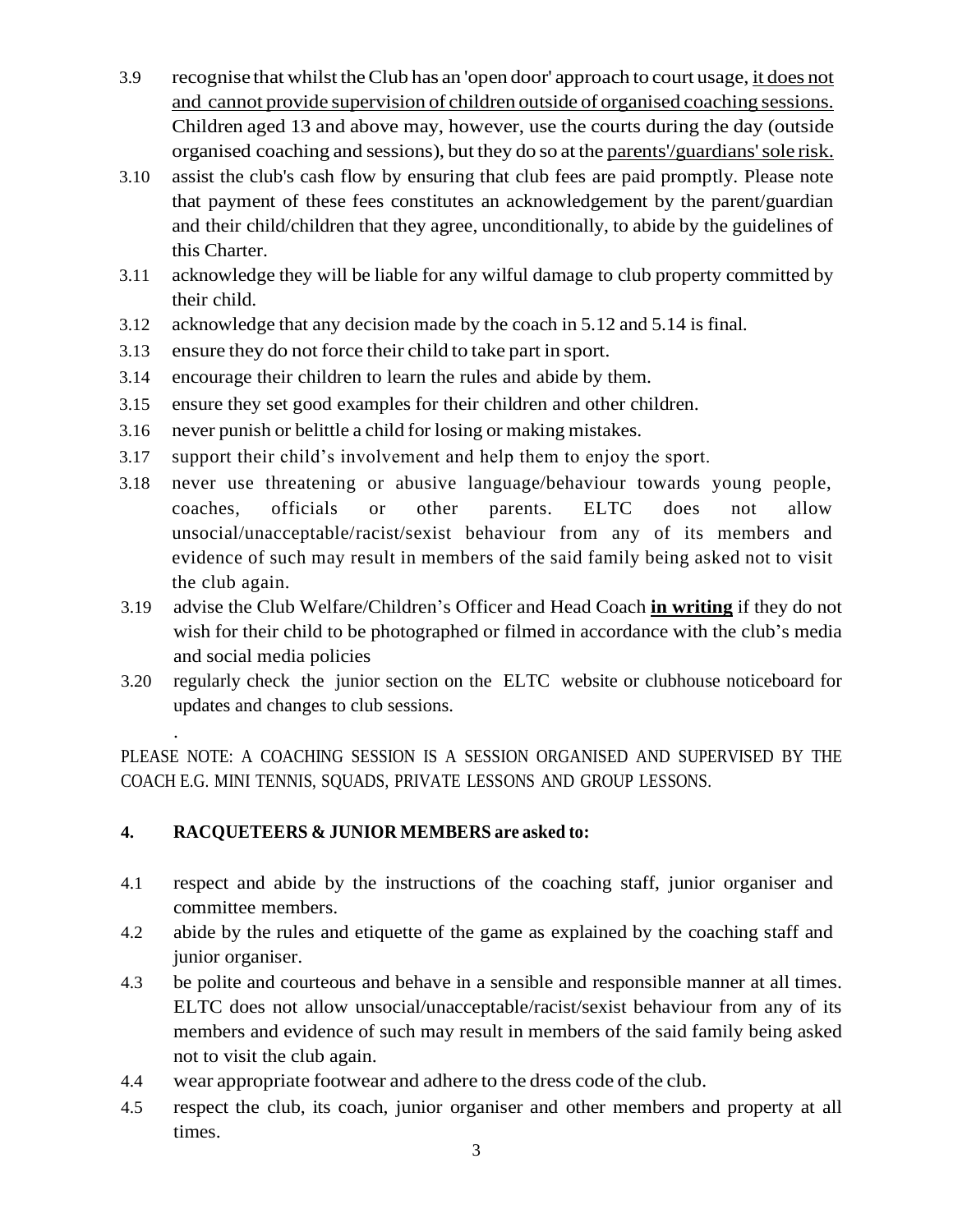3.9 recognise that whilst the Club has an 'open door' approach to court usage, <u>it does not and cannot provide supervision of children outside of organised coaching sessions.</u> Children aged 13 and above may, however, use the courts during the day (outside organised coaching and sessions), but they do so at the <u>parents'/guardians' sole risk.</u>

3.10 assist the club's cash flow by ensuring that club fees are paid promptly. Please note that payment of these fees constitutes an acknowledgement by the parent/guardian and their child/children that they agree, unconditionally, to abide by the guidelines of this Charter.

3.11 acknowledge they will be liable for any wilful damage to club property committed by their child.

3.12 acknowledge that any decision made by the coach in 5.12 and 5.14 is final.

3.13 ensure they do not force their child to take part in sport.

3.14 encourage their children to learn the rules and abide by them.

3.15 ensure they set good examples for their children and other children.

3.16 never punish or belittle a child for losing or making mistakes.

3.17 support their child's involvement and help them to enjoy the sport.

3.18 never use threatening or abusive language/behaviour towards young people, coaches, officials or other parents. ELTC does not allow unsocial/unacceptable/racist/sexist behaviour from any of its members and evidence of such may result in members of the said family being asked not to visit the club again.

3.19 advise the Club Welfare/Children's Officer and Head Coach **<u>in writing</u>** if they do not wish for their child to be photographed or filmed in accordance with the club's media and social media policies

3.20 regularly check the junior section on the ELTC website or clubhouse noticeboard for updates and changes to club sessions.

.

PLEASE NOTE: A COACHING SESSION IS A SESSION ORGANISED AND SUPERVISED BY THE COACH E.G. MINI TENNIS, SQUADS, PRIVATE LESSONS AND GROUP LESSONS.

## 4. RACQUETEERS & JUNIOR MEMBERS are asked to:

4.1 respect and abide by the instructions of the coaching staff, junior organiser and committee members.

4.2 abide by the rules and etiquette of the game as explained by the coaching staff and junior organiser.

4.3 be polite and courteous and behave in a sensible and responsible manner at all times. ELTC does not allow unsocial/unacceptable/racist/sexist behaviour from any of its members and evidence of such may result in members of the said family being asked not to visit the club again.

4.4 wear appropriate footwear and adhere to the dress code of the club.

4.5 respect the club, its coach, junior organiser and other members and property at all times.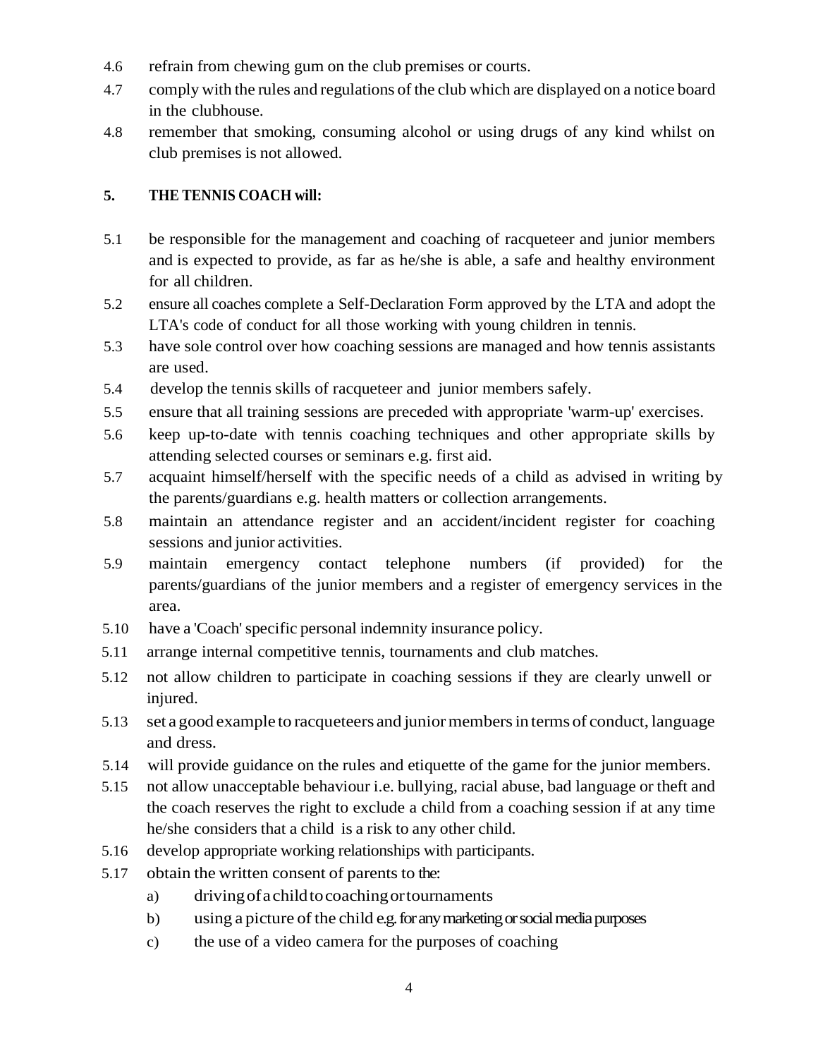4.6 refrain from chewing gum on the club premises or courts.

4.7 comply with the rules and regulations of the club which are displayed on a notice board in the clubhouse.

4.8 remember that smoking, consuming alcohol or using drugs of any kind whilst on club premises is not allowed.

**5. THE TENNIS COACH will:**

5.1 be responsible for the management and coaching of racqueteer and junior members and is expected to provide, as far as he/she is able, a safe and healthy environment for all children.

5.2 ensure all coaches complete a Self-Declaration Form approved by the LTA and adopt the LTA's code of conduct for all those working with young children in tennis.

5.3 have sole control over how coaching sessions are managed and how tennis assistants are used.

5.4 develop the tennis skills of racqueteer and junior members safely.

5.5 ensure that all training sessions are preceded with appropriate 'warm-up' exercises.

5.6 keep up-to-date with tennis coaching techniques and other appropriate skills by attending selected courses or seminars e.g. first aid.

5.7 acquaint himself/herself with the specific needs of a child as advised in writing by the parents/guardians e.g. health matters or collection arrangements.

5.8 maintain an attendance register and an accident/incident register for coaching sessions and junior activities.

5.9 maintain emergency contact telephone numbers (if provided) for the parents/guardians of the junior members and a register of emergency services in the area.

5.10 have a 'Coach' specific personal indemnity insurance policy.

5.11 arrange internal competitive tennis, tournaments and club matches.

5.12 not allow children to participate in coaching sessions if they are clearly unwell or injured.

5.13 set a good example to racqueteers and junior members in terms of conduct, language and dress.

5.14 will provide guidance on the rules and etiquette of the game for the junior members.

5.15 not allow unacceptable behaviour i.e. bullying, racial abuse, bad language or theft and the coach reserves the right to exclude a child from a coaching session if at any time he/she considers that a child is a risk to any other child.

5.16 develop appropriate working relationships with participants.

5.17 obtain the written consent of parents to the:

a) driving of a child to coaching or tournaments

b) using a picture of the child e.g. for any marketing or social media purposes

c) the use of a video camera for the purposes of coaching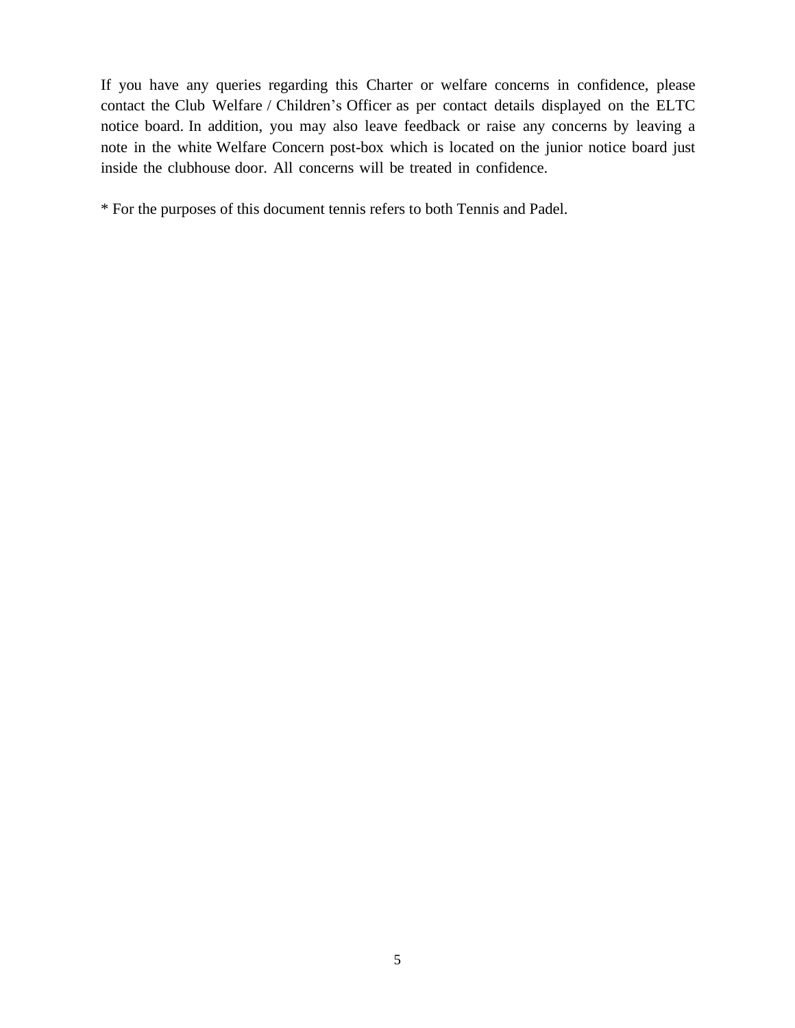If you have any queries regarding this Charter or welfare concerns in confidence, please contact the Club Welfare / Children's Officer as per contact details displayed on the ELTC notice board. In addition, you may also leave feedback or raise any concerns by leaving a note in the white Welfare Concern post-box which is located on the junior notice board just inside the clubhouse door. All concerns will be treated in confidence.

* For the purposes of this document tennis refers to both Tennis and Padel.